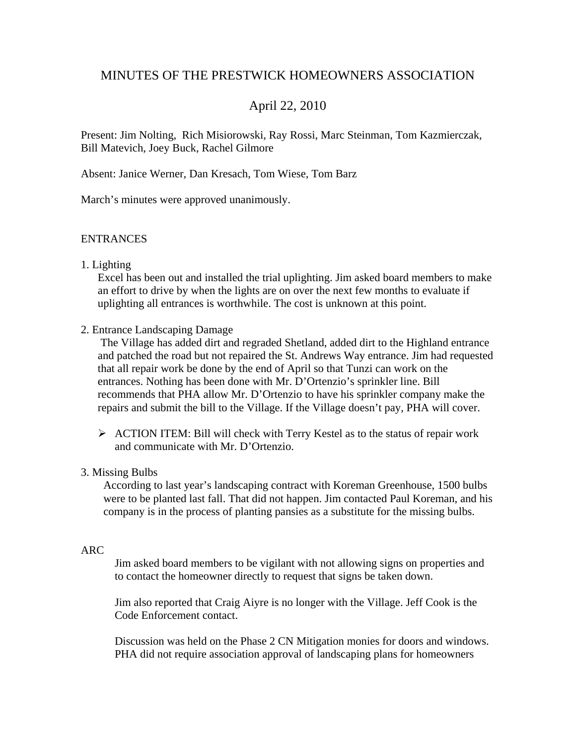# MINUTES OF THE PRESTWICK HOMEOWNERS ASSOCIATION

## April 22, 2010

Present: Jim Nolting, Rich Misiorowski, Ray Rossi, Marc Steinman, Tom Kazmierczak, Bill Matevich, Joey Buck, Rachel Gilmore

Absent: Janice Werner, Dan Kresach, Tom Wiese, Tom Barz

March's minutes were approved unanimously.

### ENTRANCES

1. Lighting

   Excel has been out and installed the trial uplighting. Jim asked board members to make an effort to drive by when the lights are on over the next few months to evaluate if uplighting all entrances is worthwhile. The cost is unknown at this point.

2. Entrance Landscaping Damage

   The Village has added dirt and regraded Shetland, added dirt to the Highland entrance and patched the road but not repaired the St. Andrews Way entrance. Jim had requested that all repair work be done by the end of April so that Tunzi can work on the entrances. Nothing has been done with Mr. D'Ortenzio's sprinkler line. Bill recommends that PHA allow Mr. D'Ortenzio to have his sprinkler company make the repairs and submit the bill to the Village. If the Village doesn't pay, PHA will cover.

   - ACTION ITEM: Bill will check with Terry Kestel as to the status of repair work and communicate with Mr. D'Ortenzio.

3. Missing Bulbs

   According to last year's landscaping contract with Koreman Greenhouse, 1500 bulbs were to be planted last fall. That did not happen. Jim contacted Paul Koreman, and his company is in the process of planting pansies as a substitute for the missing bulbs.

### ARC

Jim asked board members to be vigilant with not allowing signs on properties and to contact the homeowner directly to request that signs be taken down.

Jim also reported that Craig Aiyre is no longer with the Village. Jeff Cook is the Code Enforcement contact.

Discussion was held on the Phase 2 CN Mitigation monies for doors and windows. PHA did not require association approval of landscaping plans for homeowners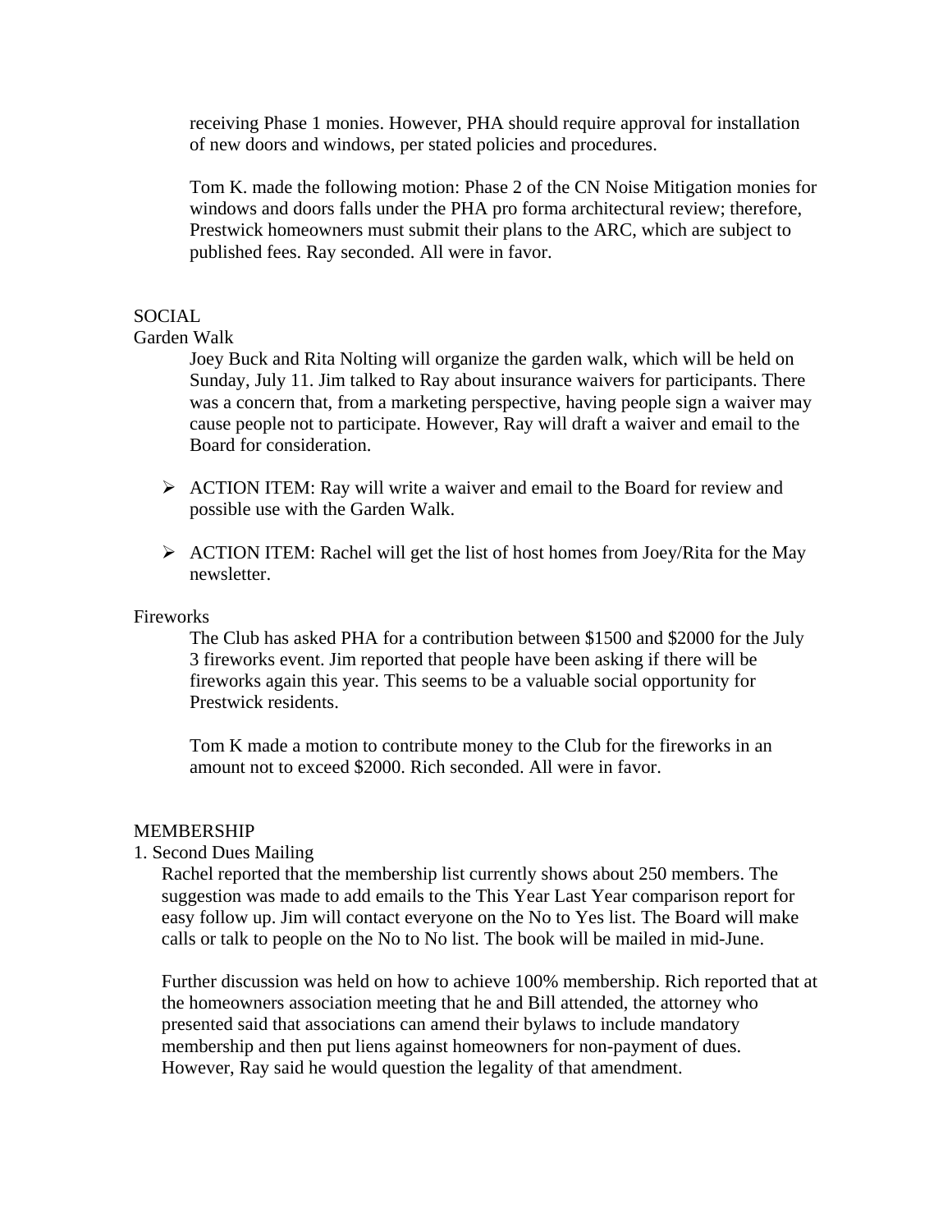receiving Phase 1 monies. However, PHA should require approval for installation of new doors and windows, per stated policies and procedures.

Tom K. made the following motion: Phase 2 of the CN Noise Mitigation monies for windows and doors falls under the PHA pro forma architectural review; therefore, Prestwick homeowners must submit their plans to the ARC, which are subject to published fees. Ray seconded. All were in favor.

SOCIAL

Garden Walk

Joey Buck and Rita Nolting will organize the garden walk, which will be held on Sunday, July 11. Jim talked to Ray about insurance waivers for participants. There was a concern that, from a marketing perspective, having people sign a waiver may cause people not to participate. However, Ray will draft a waiver and email to the Board for consideration.

- ACTION ITEM: Ray will write a waiver and email to the Board for review and possible use with the Garden Walk.
- ACTION ITEM: Rachel will get the list of host homes from Joey/Rita for the May newsletter.

Fireworks

The Club has asked PHA for a contribution between $1500 and $2000 for the July 3 fireworks event. Jim reported that people have been asking if there will be fireworks again this year. This seems to be a valuable social opportunity for Prestwick residents.

Tom K made a motion to contribute money to the Club for the fireworks in an amount not to exceed $2000. Rich seconded. All were in favor.

MEMBERSHIP

1. Second Dues Mailing

Rachel reported that the membership list currently shows about 250 members. The suggestion was made to add emails to the This Year Last Year comparison report for easy follow up. Jim will contact everyone on the No to Yes list. The Board will make calls or talk to people on the No to No list. The book will be mailed in mid-June.

Further discussion was held on how to achieve 100% membership. Rich reported that at the homeowners association meeting that he and Bill attended, the attorney who presented said that associations can amend their bylaws to include mandatory membership and then put liens against homeowners for non-payment of dues. However, Ray said he would question the legality of that amendment.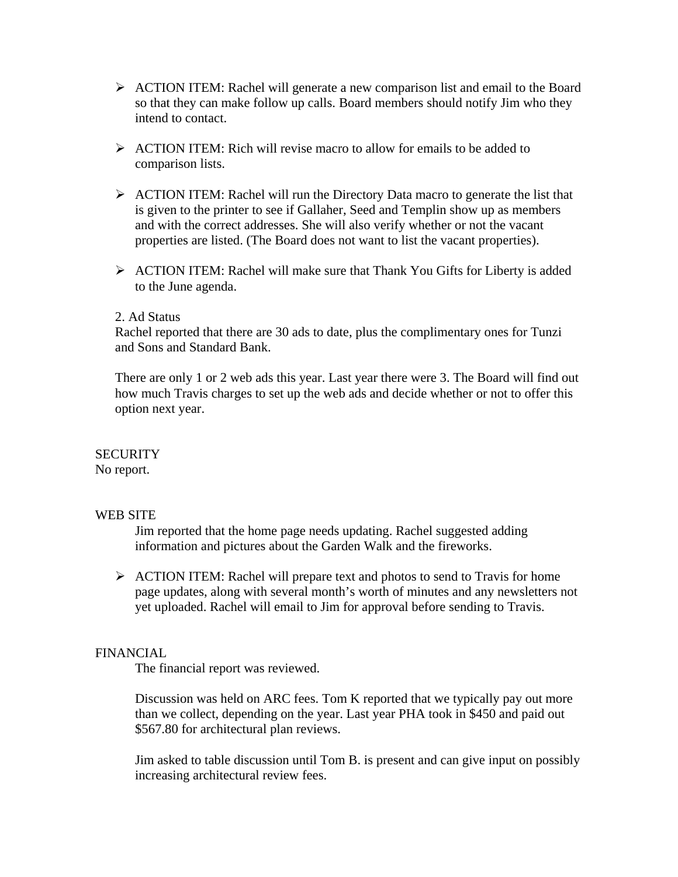- ACTION ITEM: Rachel will generate a new comparison list and email to the Board so that they can make follow up calls. Board members should notify Jim who they intend to contact.

- ACTION ITEM: Rich will revise macro to allow for emails to be added to comparison lists.

- ACTION ITEM: Rachel will run the Directory Data macro to generate the list that is given to the printer to see if Gallaher, Seed and Templin show up as members and with the correct addresses. She will also verify whether or not the vacant properties are listed. (The Board does not want to list the vacant properties).

- ACTION ITEM: Rachel will make sure that Thank You Gifts for Liberty is added to the June agenda.

2. Ad Status
Rachel reported that there are 30 ads to date, plus the complimentary ones for Tunzi and Sons and Standard Bank.

There are only 1 or 2 web ads this year. Last year there were 3. The Board will find out how much Travis charges to set up the web ads and decide whether or not to offer this option next year.

SECURITY
No report.

WEB SITE

Jim reported that the home page needs updating. Rachel suggested adding information and pictures about the Garden Walk and the fireworks.

- ACTION ITEM: Rachel will prepare text and photos to send to Travis for home page updates, along with several month's worth of minutes and any newsletters not yet uploaded. Rachel will email to Jim for approval before sending to Travis.

FINANCIAL

The financial report was reviewed.

Discussion was held on ARC fees. Tom K reported that we typically pay out more than we collect, depending on the year. Last year PHA took in $450 and paid out $567.80 for architectural plan reviews.

Jim asked to table discussion until Tom B. is present and can give input on possibly increasing architectural review fees.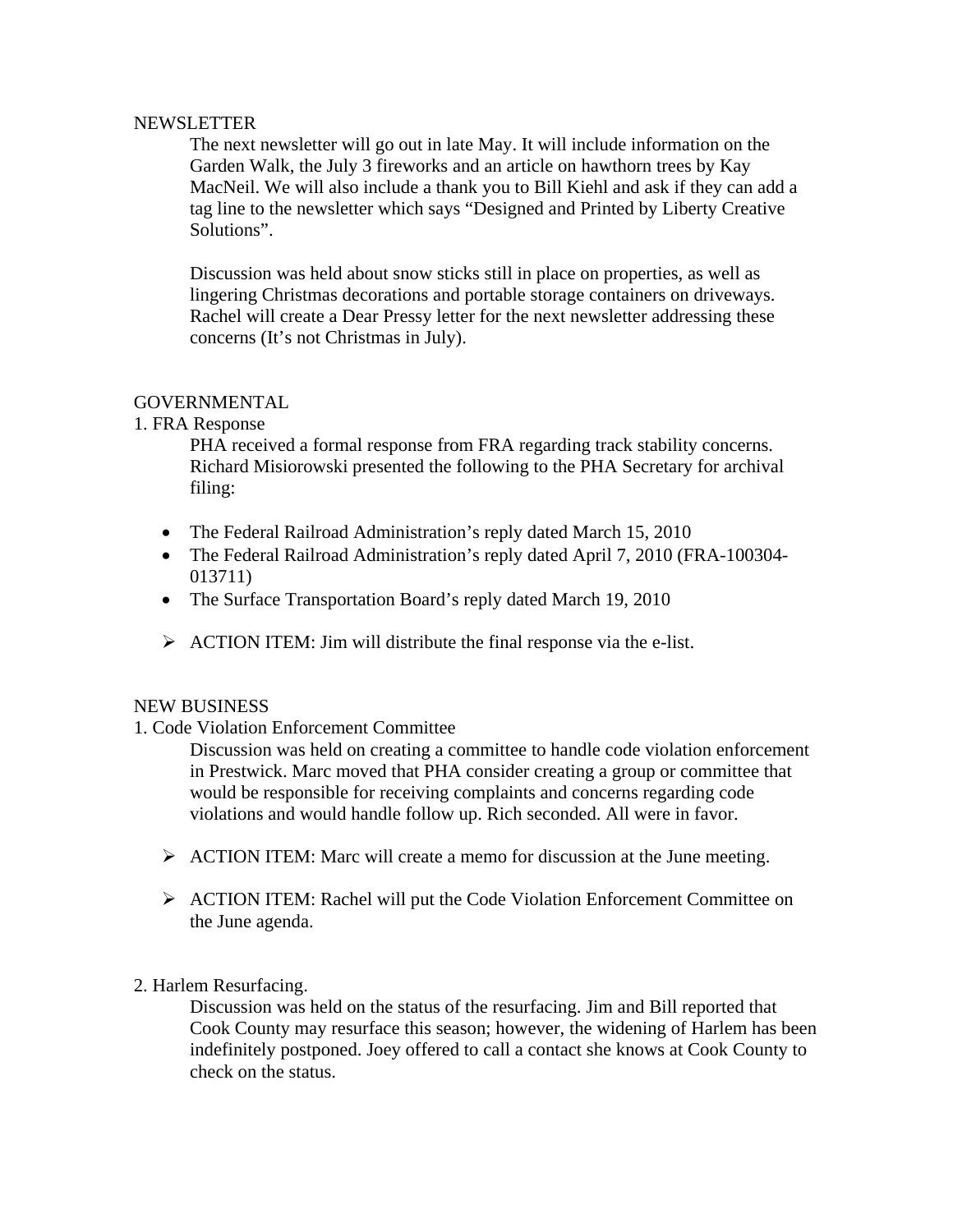NEWSLETTER

The next newsletter will go out in late May. It will include information on the Garden Walk, the July 3 fireworks and an article on hawthorn trees by Kay MacNeil. We will also include a thank you to Bill Kiehl and ask if they can add a tag line to the newsletter which says “Designed and Printed by Liberty Creative Solutions”.

Discussion was held about snow sticks still in place on properties, as well as lingering Christmas decorations and portable storage containers on driveways. Rachel will create a Dear Pressy letter for the next newsletter addressing these concerns (It’s not Christmas in July).

GOVERNMENTAL

1. FRA Response

PHA received a formal response from FRA regarding track stability concerns. Richard Misiorowski presented the following to the PHA Secretary for archival filing:

- The Federal Railroad Administration’s reply dated March 15, 2010
- The Federal Railroad Administration’s reply dated April 7, 2010 (FRA-100304-013711)
- The Surface Transportation Board’s reply dated March 19, 2010

- ACTION ITEM: Jim will distribute the final response via the e-list.

NEW BUSINESS

1. Code Violation Enforcement Committee

Discussion was held on creating a committee to handle code violation enforcement in Prestwick. Marc moved that PHA consider creating a group or committee that would be responsible for receiving complaints and concerns regarding code violations and would handle follow up. Rich seconded. All were in favor.

- ACTION ITEM: Marc will create a memo for discussion at the June meeting.

- ACTION ITEM: Rachel will put the Code Violation Enforcement Committee on the June agenda.

2. Harlem Resurfacing.

Discussion was held on the status of the resurfacing. Jim and Bill reported that Cook County may resurface this season; however, the widening of Harlem has been indefinitely postponed. Joey offered to call a contact she knows at Cook County to check on the status.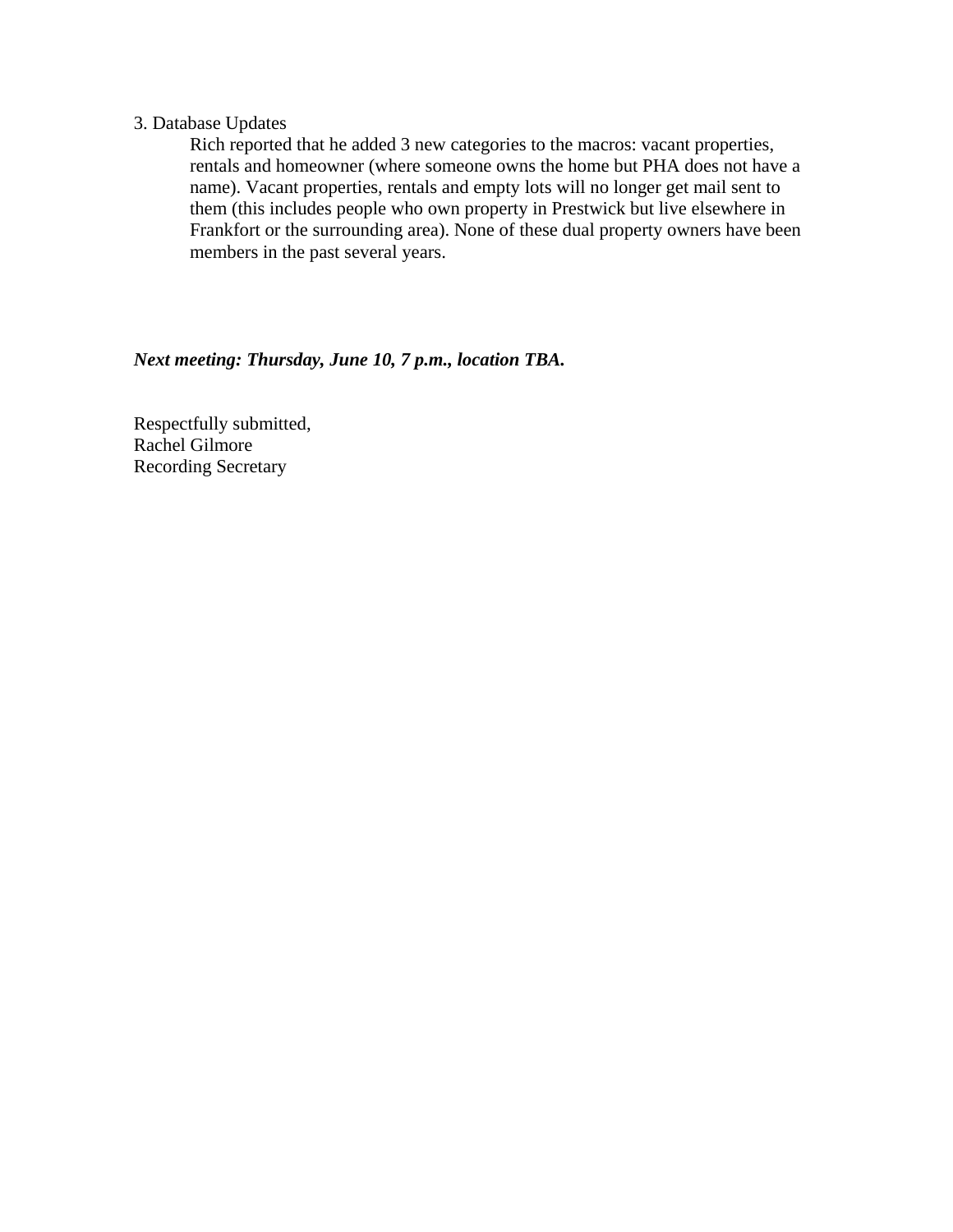3. Database Updates

Rich reported that he added 3 new categories to the macros: vacant properties, rentals and homeowner (where someone owns the home but PHA does not have a name). Vacant properties, rentals and empty lots will no longer get mail sent to them (this includes people who own property in Prestwick but live elsewhere in Frankfort or the surrounding area). None of these dual property owners have been members in the past several years.

***Next meeting: Thursday, June 10, 7 p.m., location TBA.***

Respectfully submitted,
Rachel Gilmore
Recording Secretary